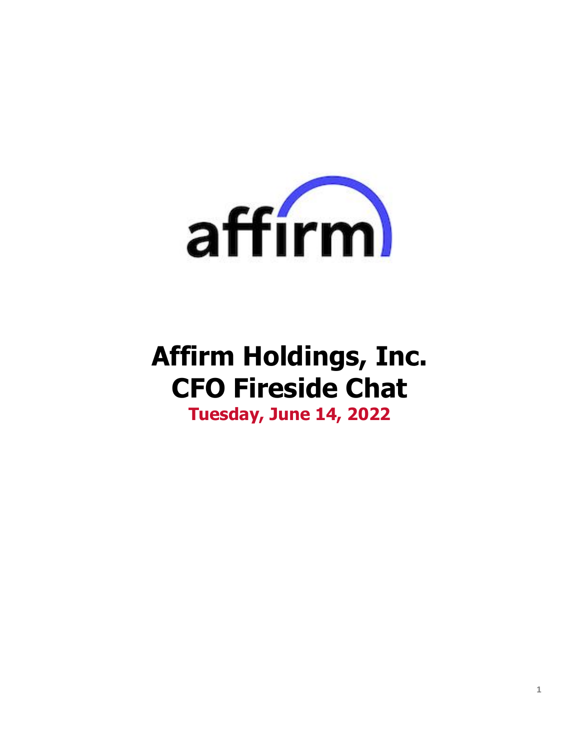affirm

# Affirm Holdings, Inc.
# CFO Fireside Chat

**Tuesday, June 14, 2022**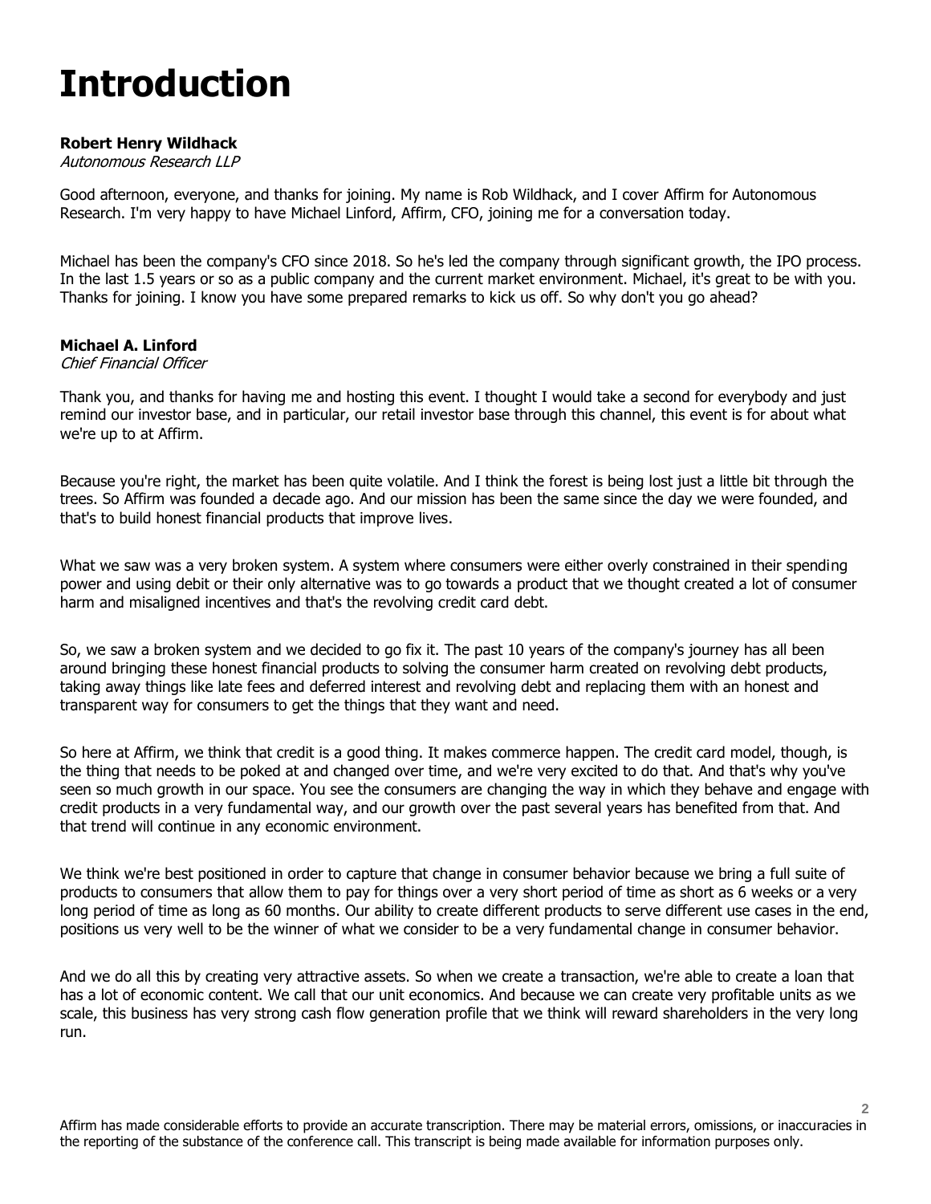# Introduction

**Robert Henry Wildhack**
*Autonomous Research LLP*

Good afternoon, everyone, and thanks for joining. My name is Rob Wildhack, and I cover Affirm for Autonomous Research. I'm very happy to have Michael Linford, Affirm, CFO, joining me for a conversation today.

Michael has been the company's CFO since 2018. So he's led the company through significant growth, the IPO process. In the last 1.5 years or so as a public company and the current market environment. Michael, it's great to be with you. Thanks for joining. I know you have some prepared remarks to kick us off. So why don't you go ahead?

**Michael A. Linford**
*Chief Financial Officer*

Thank you, and thanks for having me and hosting this event. I thought I would take a second for everybody and just remind our investor base, and in particular, our retail investor base through this channel, this event is for about what we're up to at Affirm.

Because you're right, the market has been quite volatile. And I think the forest is being lost just a little bit through the trees. So Affirm was founded a decade ago. And our mission has been the same since the day we were founded, and that's to build honest financial products that improve lives.

What we saw was a very broken system. A system where consumers were either overly constrained in their spending power and using debit or their only alternative was to go towards a product that we thought created a lot of consumer harm and misaligned incentives and that's the revolving credit card debt.

So, we saw a broken system and we decided to go fix it. The past 10 years of the company's journey has all been around bringing these honest financial products to solving the consumer harm created on revolving debt products, taking away things like late fees and deferred interest and revolving debt and replacing them with an honest and transparent way for consumers to get the things that they want and need.

So here at Affirm, we think that credit is a good thing. It makes commerce happen. The credit card model, though, is the thing that needs to be poked at and changed over time, and we're very excited to do that. And that's why you've seen so much growth in our space. You see the consumers are changing the way in which they behave and engage with credit products in a very fundamental way, and our growth over the past several years has benefited from that. And that trend will continue in any economic environment.

We think we're best positioned in order to capture that change in consumer behavior because we bring a full suite of products to consumers that allow them to pay for things over a very short period of time as short as 6 weeks or a very long period of time as long as 60 months. Our ability to create different products to serve different use cases in the end, positions us very well to be the winner of what we consider to be a very fundamental change in consumer behavior.

And we do all this by creating very attractive assets. So when we create a transaction, we're able to create a loan that has a lot of economic content. We call that our unit economics. And because we can create very profitable units as we scale, this business has very strong cash flow generation profile that we think will reward shareholders in the very long run.

Affirm has made considerable efforts to provide an accurate transcription. There may be material errors, omissions, or inaccuracies in the reporting of the substance of the conference call. This transcript is being made available for information purposes only.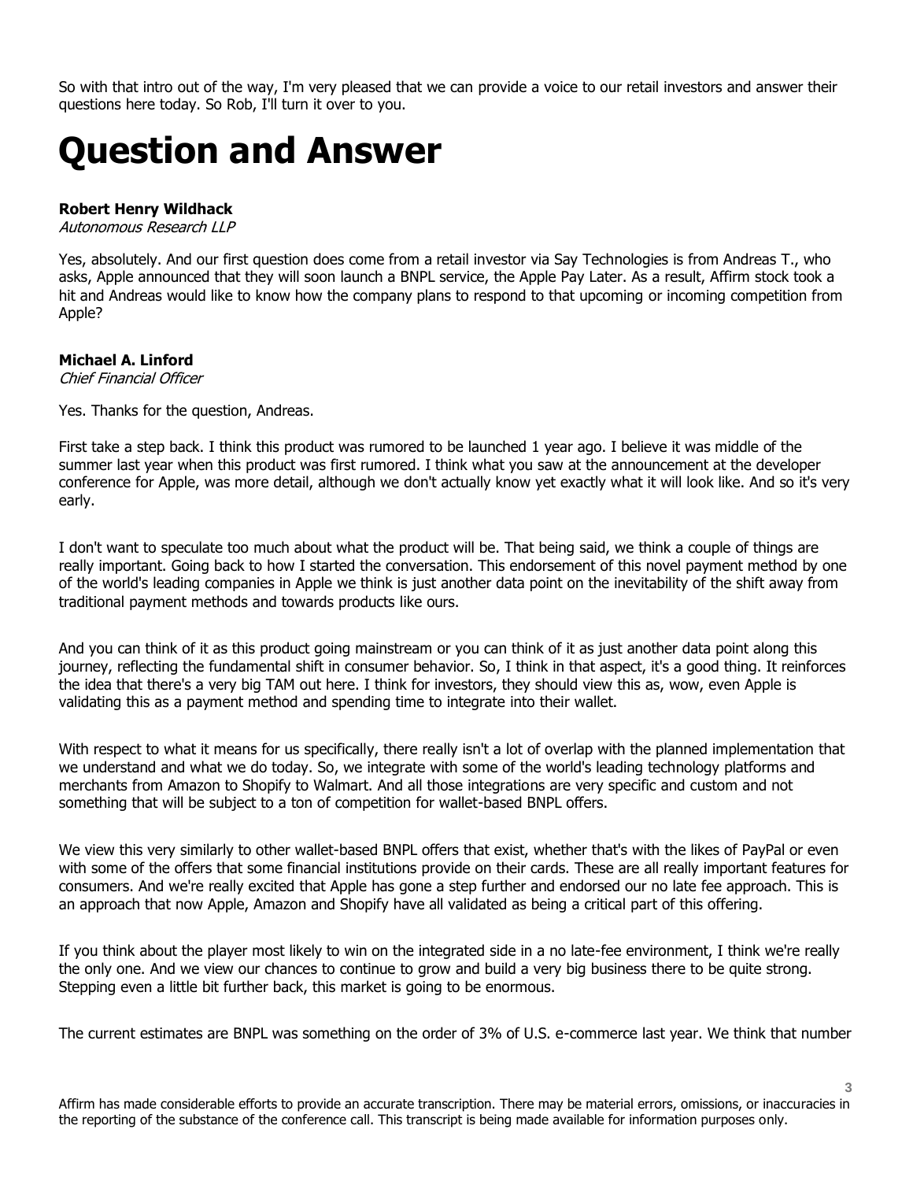So with that intro out of the way, I'm very pleased that we can provide a voice to our retail investors and answer their questions here today. So Rob, I'll turn it over to you.

# Question and Answer

**Robert Henry Wildhack**
*Autonomous Research LLP*

Yes, absolutely. And our first question does come from a retail investor via Say Technologies is from Andreas T., who asks, Apple announced that they will soon launch a BNPL service, the Apple Pay Later. As a result, Affirm stock took a hit and Andreas would like to know how the company plans to respond to that upcoming or incoming competition from Apple?

**Michael A. Linford**
*Chief Financial Officer*

Yes. Thanks for the question, Andreas.

First take a step back. I think this product was rumored to be launched 1 year ago. I believe it was middle of the summer last year when this product was first rumored. I think what you saw at the announcement at the developer conference for Apple, was more detail, although we don't actually know yet exactly what it will look like. And so it's very early.

I don't want to speculate too much about what the product will be. That being said, we think a couple of things are really important. Going back to how I started the conversation. This endorsement of this novel payment method by one of the world's leading companies in Apple we think is just another data point on the inevitability of the shift away from traditional payment methods and towards products like ours.

And you can think of it as this product going mainstream or you can think of it as just another data point along this journey, reflecting the fundamental shift in consumer behavior. So, I think in that aspect, it's a good thing. It reinforces the idea that there's a very big TAM out here. I think for investors, they should view this as, wow, even Apple is validating this as a payment method and spending time to integrate into their wallet.

With respect to what it means for us specifically, there really isn't a lot of overlap with the planned implementation that we understand and what we do today. So, we integrate with some of the world's leading technology platforms and merchants from Amazon to Shopify to Walmart. And all those integrations are very specific and custom and not something that will be subject to a ton of competition for wallet-based BNPL offers.

We view this very similarly to other wallet-based BNPL offers that exist, whether that's with the likes of PayPal or even with some of the offers that some financial institutions provide on their cards. These are all really important features for consumers. And we're really excited that Apple has gone a step further and endorsed our no late fee approach. This is an approach that now Apple, Amazon and Shopify have all validated as being a critical part of this offering.

If you think about the player most likely to win on the integrated side in a no late-fee environment, I think we're really the only one. And we view our chances to continue to grow and build a very big business there to be quite strong. Stepping even a little bit further back, this market is going to be enormous.

The current estimates are BNPL was something on the order of 3% of U.S. e-commerce last year. We think that number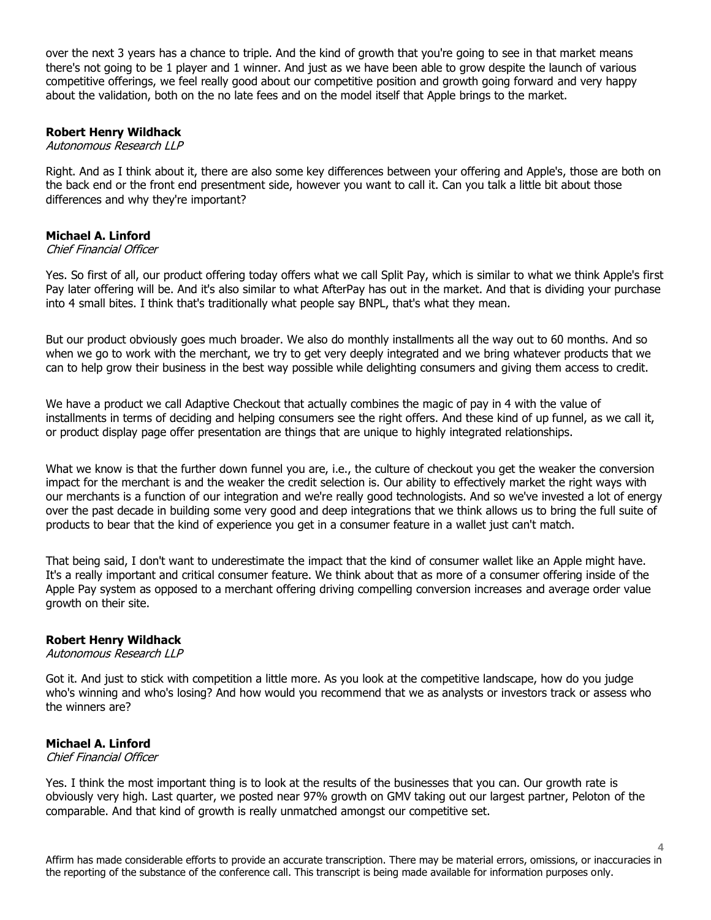over the next 3 years has a chance to triple. And the kind of growth that you're going to see in that market means there's not going to be 1 player and 1 winner. And just as we have been able to grow despite the launch of various competitive offerings, we feel really good about our competitive position and growth going forward and very happy about the validation, both on the no late fees and on the model itself that Apple brings to the market.

**Robert Henry Wildhack**
*Autonomous Research LLP*

Right. And as I think about it, there are also some key differences between your offering and Apple's, those are both on the back end or the front end presentment side, however you want to call it. Can you talk a little bit about those differences and why they're important?

**Michael A. Linford**
*Chief Financial Officer*

Yes. So first of all, our product offering today offers what we call Split Pay, which is similar to what we think Apple's first Pay later offering will be. And it's also similar to what AfterPay has out in the market. And that is dividing your purchase into 4 small bites. I think that's traditionally what people say BNPL, that's what they mean.

But our product obviously goes much broader. We also do monthly installments all the way out to 60 months. And so when we go to work with the merchant, we try to get very deeply integrated and we bring whatever products that we can to help grow their business in the best way possible while delighting consumers and giving them access to credit.

We have a product we call Adaptive Checkout that actually combines the magic of pay in 4 with the value of installments in terms of deciding and helping consumers see the right offers. And these kind of up funnel, as we call it, or product display page offer presentation are things that are unique to highly integrated relationships.

What we know is that the further down funnel you are, i.e., the culture of checkout you get the weaker the conversion impact for the merchant is and the weaker the credit selection is. Our ability to effectively market the right ways with our merchants is a function of our integration and we're really good technologists. And so we've invested a lot of energy over the past decade in building some very good and deep integrations that we think allows us to bring the full suite of products to bear that the kind of experience you get in a consumer feature in a wallet just can't match.

That being said, I don't want to underestimate the impact that the kind of consumer wallet like an Apple might have. It's a really important and critical consumer feature. We think about that as more of a consumer offering inside of the Apple Pay system as opposed to a merchant offering driving compelling conversion increases and average order value growth on their site.

**Robert Henry Wildhack**
*Autonomous Research LLP*

Got it. And just to stick with competition a little more. As you look at the competitive landscape, how do you judge who's winning and who's losing? And how would you recommend that we as analysts or investors track or assess who the winners are?

**Michael A. Linford**
*Chief Financial Officer*

Yes. I think the most important thing is to look at the results of the businesses that you can. Our growth rate is obviously very high. Last quarter, we posted near 97% growth on GMV taking out our largest partner, Peloton of the comparable. And that kind of growth is really unmatched amongst our competitive set.

Affirm has made considerable efforts to provide an accurate transcription. There may be material errors, omissions, or inaccuracies in the reporting of the substance of the conference call. This transcript is being made available for information purposes only.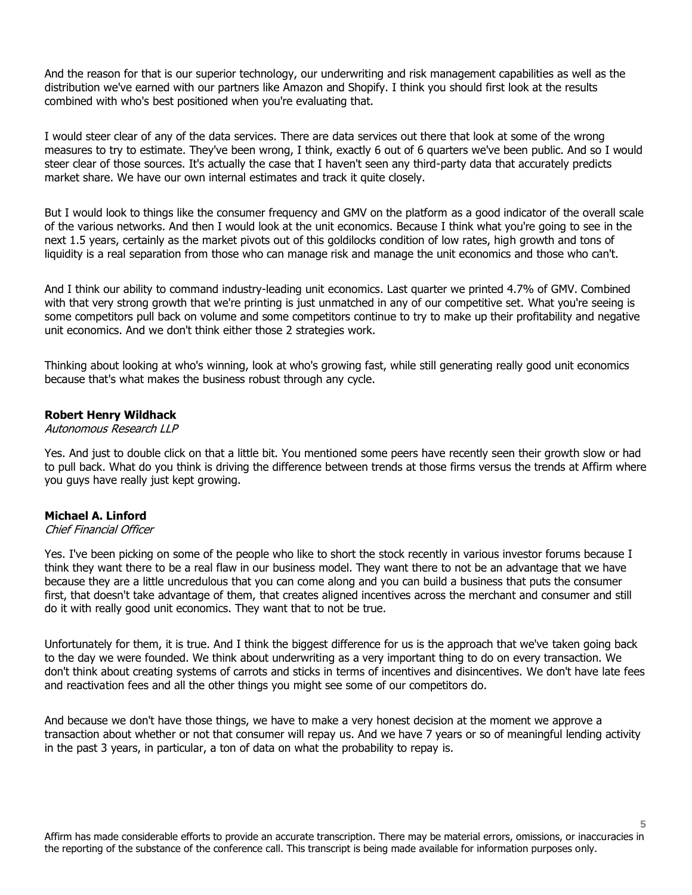And the reason for that is our superior technology, our underwriting and risk management capabilities as well as the distribution we've earned with our partners like Amazon and Shopify. I think you should first look at the results combined with who's best positioned when you're evaluating that.

I would steer clear of any of the data services. There are data services out there that look at some of the wrong measures to try to estimate. They've been wrong, I think, exactly 6 out of 6 quarters we've been public. And so I would steer clear of those sources. It's actually the case that I haven't seen any third-party data that accurately predicts market share. We have our own internal estimates and track it quite closely.

But I would look to things like the consumer frequency and GMV on the platform as a good indicator of the overall scale of the various networks. And then I would look at the unit economics. Because I think what you're going to see in the next 1.5 years, certainly as the market pivots out of this goldilocks condition of low rates, high growth and tons of liquidity is a real separation from those who can manage risk and manage the unit economics and those who can't.

And I think our ability to command industry-leading unit economics. Last quarter we printed 4.7% of GMV. Combined with that very strong growth that we're printing is just unmatched in any of our competitive set. What you're seeing is some competitors pull back on volume and some competitors continue to try to make up their profitability and negative unit economics. And we don't think either those 2 strategies work.

Thinking about looking at who's winning, look at who's growing fast, while still generating really good unit economics because that's what makes the business robust through any cycle.

**Robert Henry Wildhack**
*Autonomous Research LLP*

Yes. And just to double click on that a little bit. You mentioned some peers have recently seen their growth slow or had to pull back. What do you think is driving the difference between trends at those firms versus the trends at Affirm where you guys have really just kept growing.

**Michael A. Linford**
*Chief Financial Officer*

Yes. I've been picking on some of the people who like to short the stock recently in various investor forums because I think they want there to be a real flaw in our business model. They want there to not be an advantage that we have because they are a little uncredulous that you can come along and you can build a business that puts the consumer first, that doesn't take advantage of them, that creates aligned incentives across the merchant and consumer and still do it with really good unit economics. They want that to not be true.

Unfortunately for them, it is true. And I think the biggest difference for us is the approach that we've taken going back to the day we were founded. We think about underwriting as a very important thing to do on every transaction. We don't think about creating systems of carrots and sticks in terms of incentives and disincentives. We don't have late fees and reactivation fees and all the other things you might see some of our competitors do.

And because we don't have those things, we have to make a very honest decision at the moment we approve a transaction about whether or not that consumer will repay us. And we have 7 years or so of meaningful lending activity in the past 3 years, in particular, a ton of data on what the probability to repay is.

Affirm has made considerable efforts to provide an accurate transcription. There may be material errors, omissions, or inaccuracies in the reporting of the substance of the conference call. This transcript is being made available for information purposes only.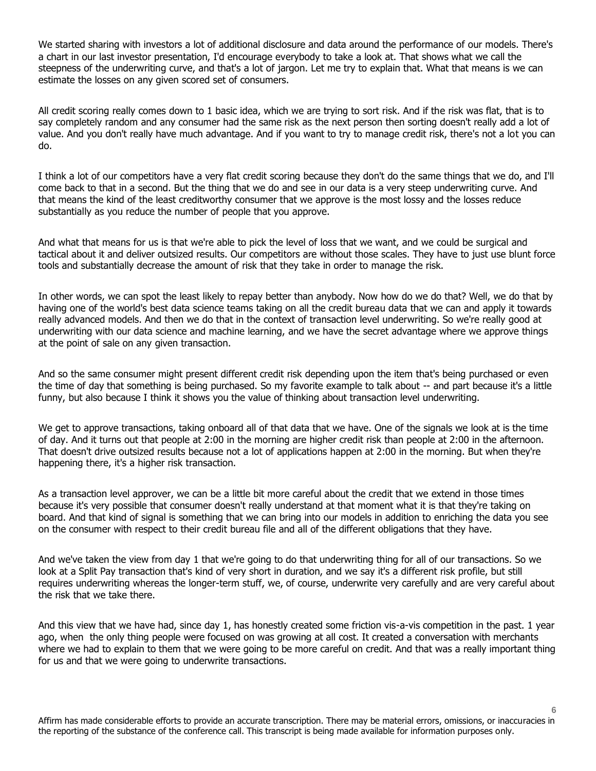We started sharing with investors a lot of additional disclosure and data around the performance of our models. There's a chart in our last investor presentation, I'd encourage everybody to take a look at. That shows what we call the steepness of the underwriting curve, and that's a lot of jargon. Let me try to explain that. What that means is we can estimate the losses on any given scored set of consumers.

All credit scoring really comes down to 1 basic idea, which we are trying to sort risk. And if the risk was flat, that is to say completely random and any consumer had the same risk as the next person then sorting doesn't really add a lot of value. And you don't really have much advantage. And if you want to try to manage credit risk, there's not a lot you can do.

I think a lot of our competitors have a very flat credit scoring because they don't do the same things that we do, and I'll come back to that in a second. But the thing that we do and see in our data is a very steep underwriting curve. And that means the kind of the least creditworthy consumer that we approve is the most lossy and the losses reduce substantially as you reduce the number of people that you approve.

And what that means for us is that we're able to pick the level of loss that we want, and we could be surgical and tactical about it and deliver outsized results. Our competitors are without those scales. They have to just use blunt force tools and substantially decrease the amount of risk that they take in order to manage the risk.

In other words, we can spot the least likely to repay better than anybody. Now how do we do that? Well, we do that by having one of the world's best data science teams taking on all the credit bureau data that we can and apply it towards really advanced models. And then we do that in the context of transaction level underwriting. So we're really good at underwriting with our data science and machine learning, and we have the secret advantage where we approve things at the point of sale on any given transaction.

And so the same consumer might present different credit risk depending upon the item that's being purchased or even the time of day that something is being purchased. So my favorite example to talk about -- and part because it's a little funny, but also because I think it shows you the value of thinking about transaction level underwriting.

We get to approve transactions, taking onboard all of that data that we have. One of the signals we look at is the time of day. And it turns out that people at 2:00 in the morning are higher credit risk than people at 2:00 in the afternoon. That doesn't drive outsized results because not a lot of applications happen at 2:00 in the morning. But when they're happening there, it's a higher risk transaction.

As a transaction level approver, we can be a little bit more careful about the credit that we extend in those times because it's very possible that consumer doesn't really understand at that moment what it is that they're taking on board. And that kind of signal is something that we can bring into our models in addition to enriching the data you see on the consumer with respect to their credit bureau file and all of the different obligations that they have.

And we've taken the view from day 1 that we're going to do that underwriting thing for all of our transactions. So we look at a Split Pay transaction that's kind of very short in duration, and we say it's a different risk profile, but still requires underwriting whereas the longer-term stuff, we, of course, underwrite very carefully and are very careful about the risk that we take there.

And this view that we have had, since day 1, has honestly created some friction vis-a-vis competition in the past. 1 year ago, when the only thing people were focused on was growing at all cost. It created a conversation with merchants where we had to explain to them that we were going to be more careful on credit. And that was a really important thing for us and that we were going to underwrite transactions.

Affirm has made considerable efforts to provide an accurate transcription. There may be material errors, omissions, or inaccuracies in the reporting of the substance of the conference call. This transcript is being made available for information purposes only.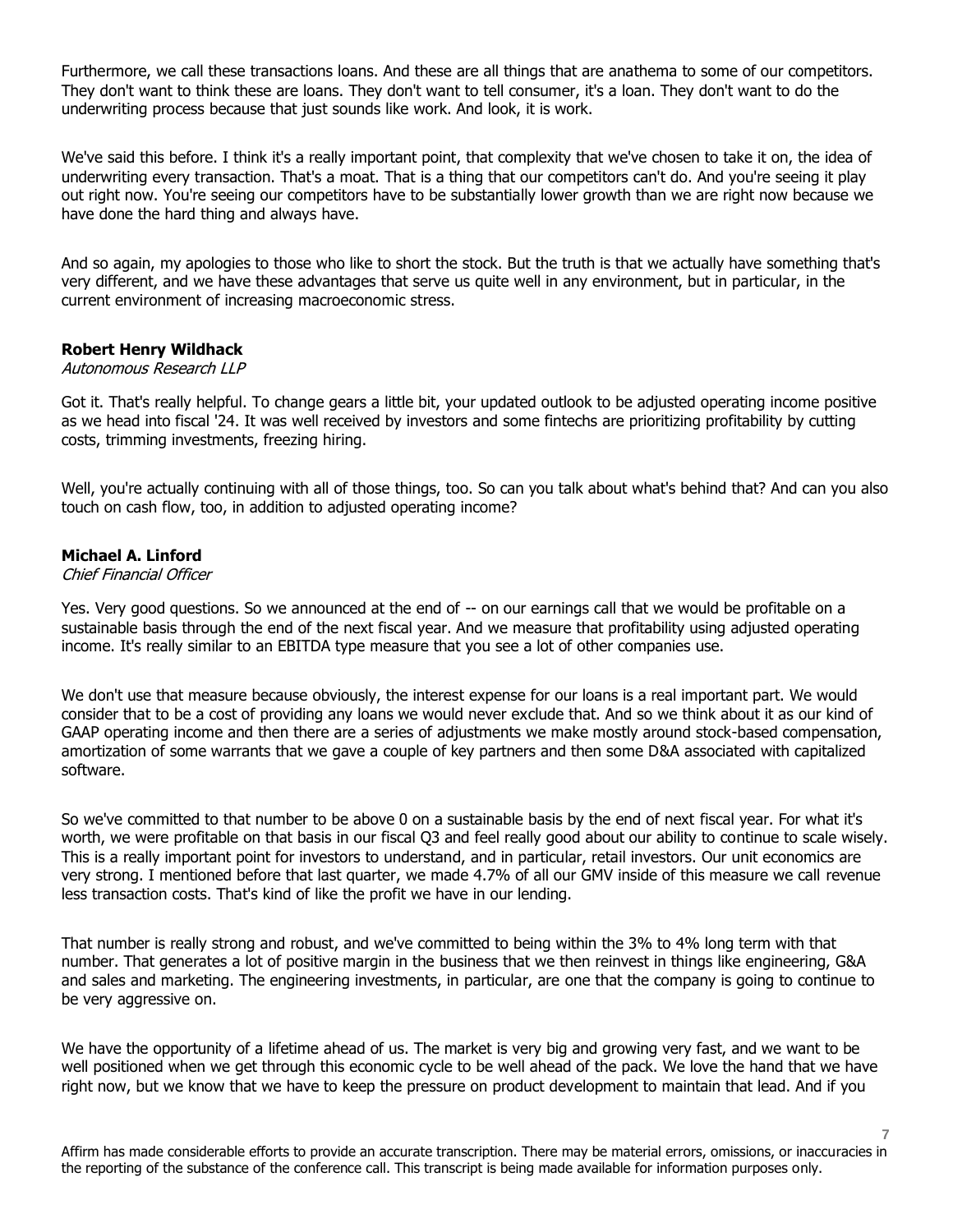Furthermore, we call these transactions loans. And these are all things that are anathema to some of our competitors. They don't want to think these are loans. They don't want to tell consumer, it's a loan. They don't want to do the underwriting process because that just sounds like work. And look, it is work.

We've said this before. I think it's a really important point, that complexity that we've chosen to take it on, the idea of underwriting every transaction. That's a moat. That is a thing that our competitors can't do. And you're seeing it play out right now. You're seeing our competitors have to be substantially lower growth than we are right now because we have done the hard thing and always have.

And so again, my apologies to those who like to short the stock. But the truth is that we actually have something that's very different, and we have these advantages that serve us quite well in any environment, but in particular, in the current environment of increasing macroeconomic stress.

**Robert Henry Wildhack**
*Autonomous Research LLP*

Got it. That's really helpful. To change gears a little bit, your updated outlook to be adjusted operating income positive as we head into fiscal '24. It was well received by investors and some fintechs are prioritizing profitability by cutting costs, trimming investments, freezing hiring.

Well, you're actually continuing with all of those things, too. So can you talk about what's behind that? And can you also touch on cash flow, too, in addition to adjusted operating income?

**Michael A. Linford**
*Chief Financial Officer*

Yes. Very good questions. So we announced at the end of -- on our earnings call that we would be profitable on a sustainable basis through the end of the next fiscal year. And we measure that profitability using adjusted operating income. It's really similar to an EBITDA type measure that you see a lot of other companies use.

We don't use that measure because obviously, the interest expense for our loans is a real important part. We would consider that to be a cost of providing any loans we would never exclude that. And so we think about it as our kind of GAAP operating income and then there are a series of adjustments we make mostly around stock-based compensation, amortization of some warrants that we gave a couple of key partners and then some D&A associated with capitalized software.

So we've committed to that number to be above 0 on a sustainable basis by the end of next fiscal year. For what it's worth, we were profitable on that basis in our fiscal Q3 and feel really good about our ability to continue to scale wisely. This is a really important point for investors to understand, and in particular, retail investors. Our unit economics are very strong. I mentioned before that last quarter, we made 4.7% of all our GMV inside of this measure we call revenue less transaction costs. That's kind of like the profit we have in our lending.

That number is really strong and robust, and we've committed to being within the 3% to 4% long term with that number. That generates a lot of positive margin in the business that we then reinvest in things like engineering, G&A and sales and marketing. The engineering investments, in particular, are one that the company is going to continue to be very aggressive on.

We have the opportunity of a lifetime ahead of us. The market is very big and growing very fast, and we want to be well positioned when we get through this economic cycle to be well ahead of the pack. We love the hand that we have right now, but we know that we have to keep the pressure on product development to maintain that lead. And if you

Affirm has made considerable efforts to provide an accurate transcription. There may be material errors, omissions, or inaccuracies in the reporting of the substance of the conference call. This transcript is being made available for information purposes only.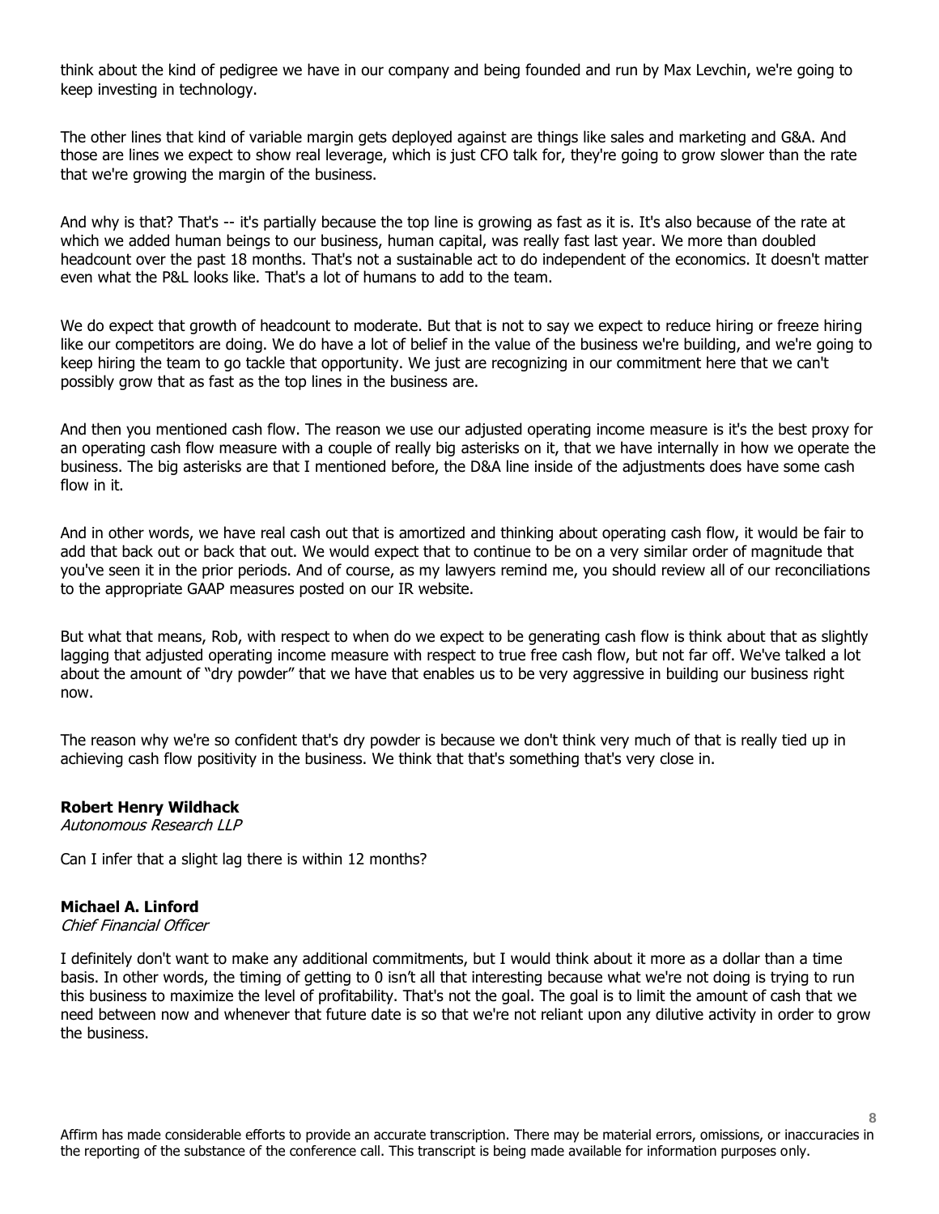think about the kind of pedigree we have in our company and being founded and run by Max Levchin, we're going to keep investing in technology.

The other lines that kind of variable margin gets deployed against are things like sales and marketing and G&A. And those are lines we expect to show real leverage, which is just CFO talk for, they're going to grow slower than the rate that we're growing the margin of the business.

And why is that? That's -- it's partially because the top line is growing as fast as it is. It's also because of the rate at which we added human beings to our business, human capital, was really fast last year. We more than doubled headcount over the past 18 months. That's not a sustainable act to do independent of the economics. It doesn't matter even what the P&L looks like. That's a lot of humans to add to the team.

We do expect that growth of headcount to moderate. But that is not to say we expect to reduce hiring or freeze hiring like our competitors are doing. We do have a lot of belief in the value of the business we're building, and we're going to keep hiring the team to go tackle that opportunity. We just are recognizing in our commitment here that we can't possibly grow that as fast as the top lines in the business are.

And then you mentioned cash flow. The reason we use our adjusted operating income measure is it's the best proxy for an operating cash flow measure with a couple of really big asterisks on it, that we have internally in how we operate the business. The big asterisks are that I mentioned before, the D&A line inside of the adjustments does have some cash flow in it.

And in other words, we have real cash out that is amortized and thinking about operating cash flow, it would be fair to add that back out or back that out. We would expect that to continue to be on a very similar order of magnitude that you've seen it in the prior periods. And of course, as my lawyers remind me, you should review all of our reconciliations to the appropriate GAAP measures posted on our IR website.

But what that means, Rob, with respect to when do we expect to be generating cash flow is think about that as slightly lagging that adjusted operating income measure with respect to true free cash flow, but not far off. We've talked a lot about the amount of "dry powder" that we have that enables us to be very aggressive in building our business right now.

The reason why we're so confident that's dry powder is because we don't think very much of that is really tied up in achieving cash flow positivity in the business. We think that that's something that's very close in.

**Robert Henry Wildhack**
*Autonomous Research LLP*

Can I infer that a slight lag there is within 12 months?

**Michael A. Linford**
*Chief Financial Officer*

I definitely don't want to make any additional commitments, but I would think about it more as a dollar than a time basis. In other words, the timing of getting to 0 isn't all that interesting because what we're not doing is trying to run this business to maximize the level of profitability. That's not the goal. The goal is to limit the amount of cash that we need between now and whenever that future date is so that we're not reliant upon any dilutive activity in order to grow the business.

Affirm has made considerable efforts to provide an accurate transcription. There may be material errors, omissions, or inaccuracies in the reporting of the substance of the conference call. This transcript is being made available for information purposes only.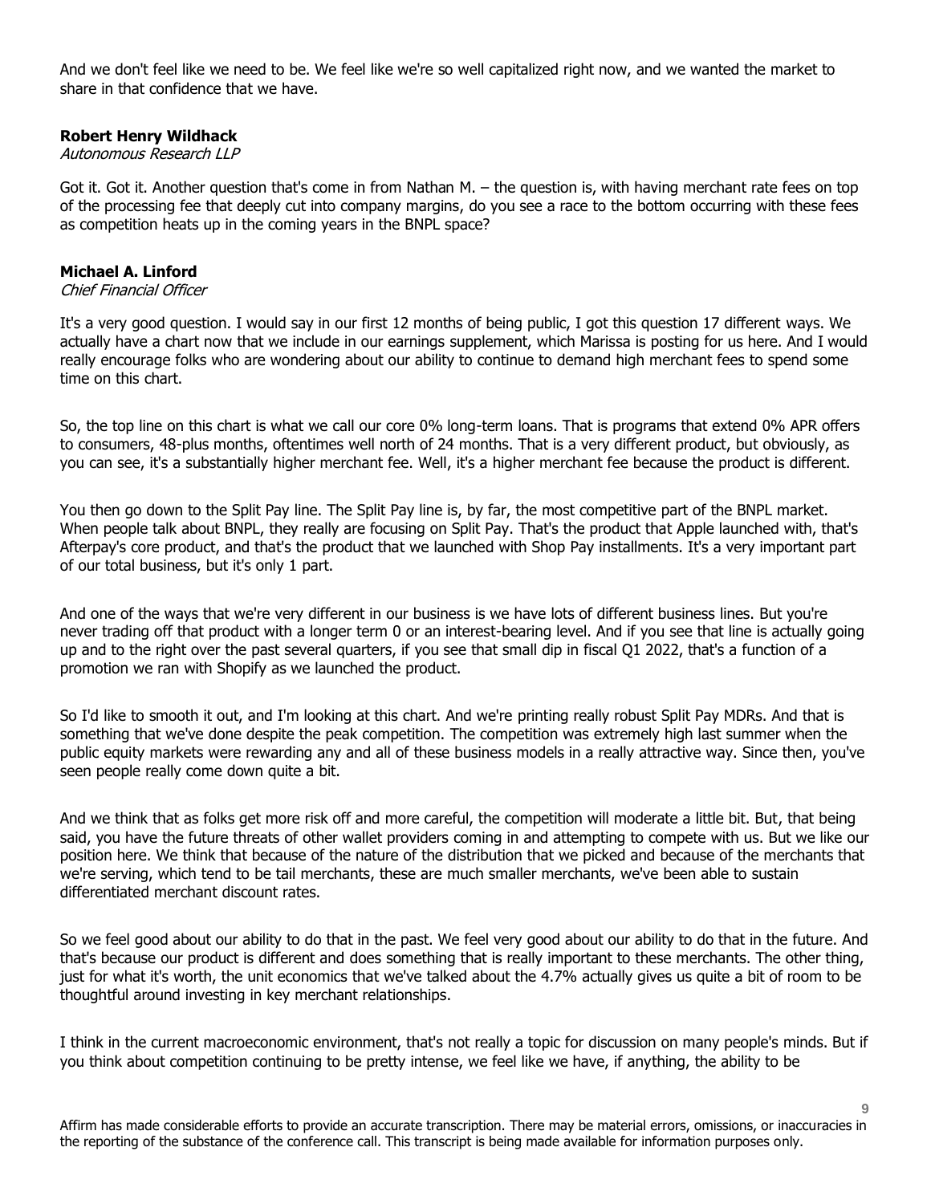And we don't feel like we need to be. We feel like we're so well capitalized right now, and we wanted the market to share in that confidence that we have.

**Robert Henry Wildhack**
*Autonomous Research LLP*

Got it. Got it. Another question that's come in from Nathan M. – the question is, with having merchant rate fees on top of the processing fee that deeply cut into company margins, do you see a race to the bottom occurring with these fees as competition heats up in the coming years in the BNPL space?

**Michael A. Linford**
*Chief Financial Officer*

It's a very good question. I would say in our first 12 months of being public, I got this question 17 different ways. We actually have a chart now that we include in our earnings supplement, which Marissa is posting for us here. And I would really encourage folks who are wondering about our ability to continue to demand high merchant fees to spend some time on this chart.

So, the top line on this chart is what we call our core 0% long-term loans. That is programs that extend 0% APR offers to consumers, 48-plus months, oftentimes well north of 24 months. That is a very different product, but obviously, as you can see, it's a substantially higher merchant fee. Well, it's a higher merchant fee because the product is different.

You then go down to the Split Pay line. The Split Pay line is, by far, the most competitive part of the BNPL market. When people talk about BNPL, they really are focusing on Split Pay. That's the product that Apple launched with, that's Afterpay's core product, and that's the product that we launched with Shop Pay installments. It's a very important part of our total business, but it's only 1 part.

And one of the ways that we're very different in our business is we have lots of different business lines. But you're never trading off that product with a longer term 0 or an interest-bearing level. And if you see that line is actually going up and to the right over the past several quarters, if you see that small dip in fiscal Q1 2022, that's a function of a promotion we ran with Shopify as we launched the product.

So I'd like to smooth it out, and I'm looking at this chart. And we're printing really robust Split Pay MDRs. And that is something that we've done despite the peak competition. The competition was extremely high last summer when the public equity markets were rewarding any and all of these business models in a really attractive way. Since then, you've seen people really come down quite a bit.

And we think that as folks get more risk off and more careful, the competition will moderate a little bit. But, that being said, you have the future threats of other wallet providers coming in and attempting to compete with us. But we like our position here. We think that because of the nature of the distribution that we picked and because of the merchants that we're serving, which tend to be tail merchants, these are much smaller merchants, we've been able to sustain differentiated merchant discount rates.

So we feel good about our ability to do that in the past. We feel very good about our ability to do that in the future. And that's because our product is different and does something that is really important to these merchants. The other thing, just for what it's worth, the unit economics that we've talked about the 4.7% actually gives us quite a bit of room to be thoughtful around investing in key merchant relationships.

I think in the current macroeconomic environment, that's not really a topic for discussion on many people's minds. But if you think about competition continuing to be pretty intense, we feel like we have, if anything, the ability to be

Affirm has made considerable efforts to provide an accurate transcription. There may be material errors, omissions, or inaccuracies in the reporting of the substance of the conference call. This transcript is being made available for information purposes only.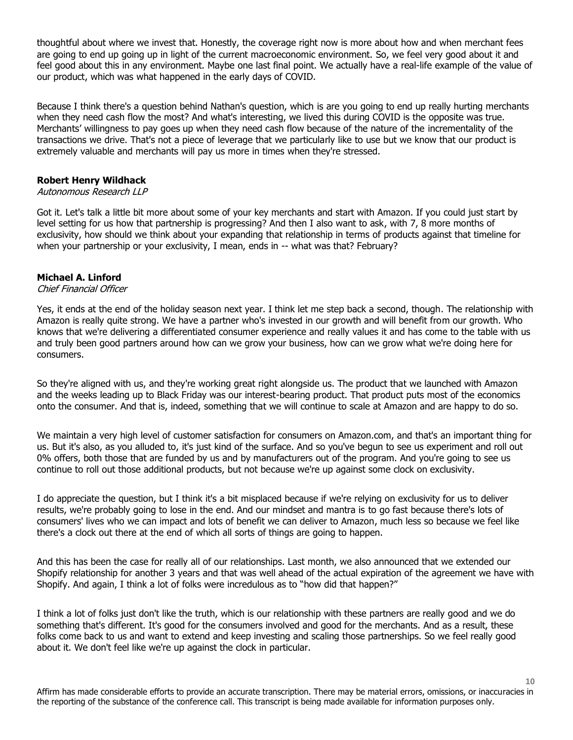thoughtful about where we invest that. Honestly, the coverage right now is more about how and when merchant fees are going to end up going up in light of the current macroeconomic environment. So, we feel very good about it and feel good about this in any environment. Maybe one last final point. We actually have a real-life example of the value of our product, which was what happened in the early days of COVID.

Because I think there's a question behind Nathan's question, which is are you going to end up really hurting merchants when they need cash flow the most? And what's interesting, we lived this during COVID is the opposite was true. Merchants' willingness to pay goes up when they need cash flow because of the nature of the incrementality of the transactions we drive. That's not a piece of leverage that we particularly like to use but we know that our product is extremely valuable and merchants will pay us more in times when they're stressed.

**Robert Henry Wildhack**
*Autonomous Research LLP*

Got it. Let's talk a little bit more about some of your key merchants and start with Amazon. If you could just start by level setting for us how that partnership is progressing? And then I also want to ask, with 7, 8 more months of exclusivity, how should we think about your expanding that relationship in terms of products against that timeline for when your partnership or your exclusivity, I mean, ends in -- what was that? February?

**Michael A. Linford**
*Chief Financial Officer*

Yes, it ends at the end of the holiday season next year. I think let me step back a second, though. The relationship with Amazon is really quite strong. We have a partner who's invested in our growth and will benefit from our growth. Who knows that we're delivering a differentiated consumer experience and really values it and has come to the table with us and truly been good partners around how can we grow your business, how can we grow what we're doing here for consumers.

So they're aligned with us, and they're working great right alongside us. The product that we launched with Amazon and the weeks leading up to Black Friday was our interest-bearing product. That product puts most of the economics onto the consumer. And that is, indeed, something that we will continue to scale at Amazon and are happy to do so.

We maintain a very high level of customer satisfaction for consumers on Amazon.com, and that's an important thing for us. But it's also, as you alluded to, it's just kind of the surface. And so you've begun to see us experiment and roll out 0% offers, both those that are funded by us and by manufacturers out of the program. And you're going to see us continue to roll out those additional products, but not because we're up against some clock on exclusivity.

I do appreciate the question, but I think it's a bit misplaced because if we're relying on exclusivity for us to deliver results, we're probably going to lose in the end. And our mindset and mantra is to go fast because there's lots of consumers' lives who we can impact and lots of benefit we can deliver to Amazon, much less so because we feel like there's a clock out there at the end of which all sorts of things are going to happen.

And this has been the case for really all of our relationships. Last month, we also announced that we extended our Shopify relationship for another 3 years and that was well ahead of the actual expiration of the agreement we have with Shopify. And again, I think a lot of folks were incredulous as to "how did that happen?"

I think a lot of folks just don't like the truth, which is our relationship with these partners are really good and we do something that's different. It's good for the consumers involved and good for the merchants. And as a result, these folks come back to us and want to extend and keep investing and scaling those partnerships. So we feel really good about it. We don't feel like we're up against the clock in particular.

Affirm has made considerable efforts to provide an accurate transcription. There may be material errors, omissions, or inaccuracies in the reporting of the substance of the conference call. This transcript is being made available for information purposes only.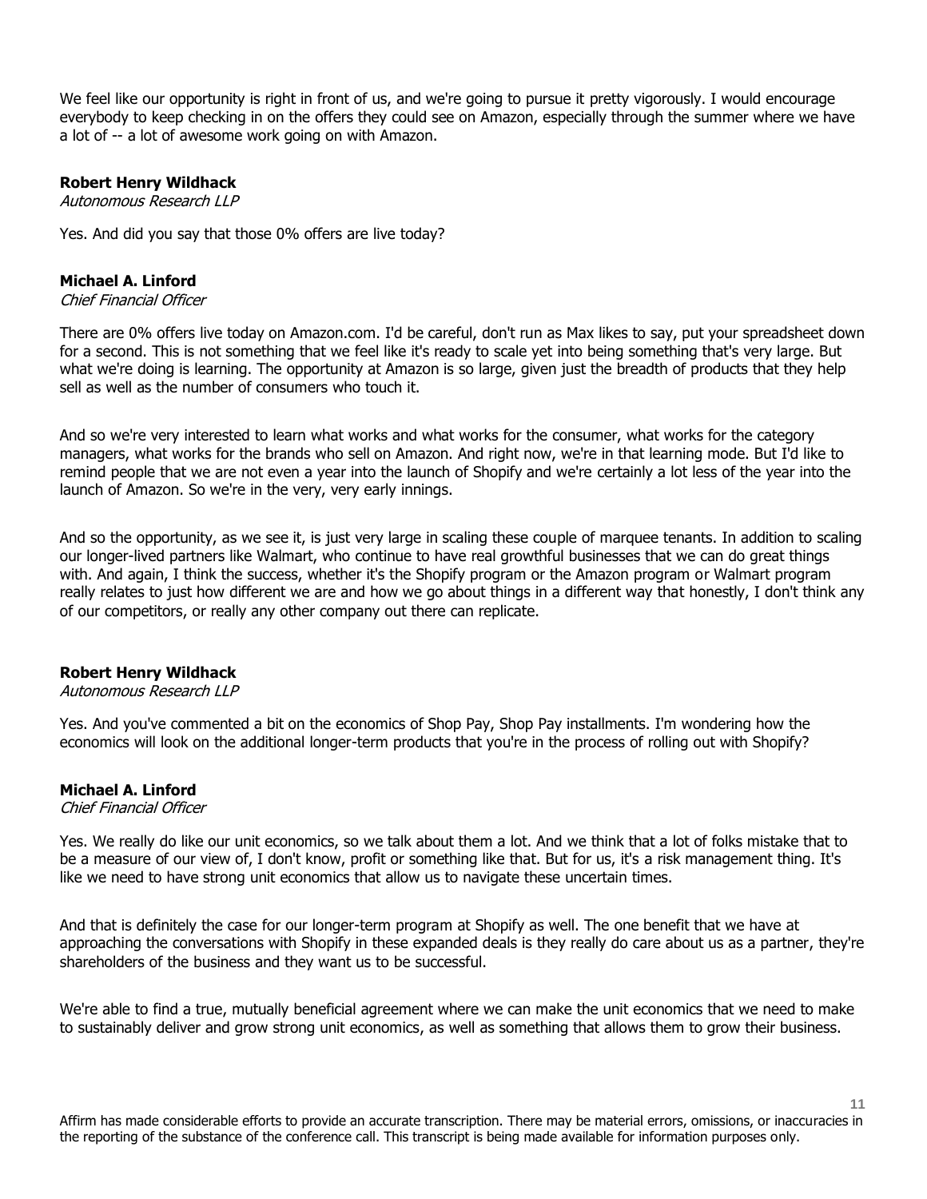We feel like our opportunity is right in front of us, and we're going to pursue it pretty vigorously. I would encourage everybody to keep checking in on the offers they could see on Amazon, especially through the summer where we have a lot of -- a lot of awesome work going on with Amazon.

**Robert Henry Wildhack**
*Autonomous Research LLP*

Yes. And did you say that those 0% offers are live today?

**Michael A. Linford**
*Chief Financial Officer*

There are 0% offers live today on Amazon.com. I'd be careful, don't run as Max likes to say, put your spreadsheet down for a second. This is not something that we feel like it's ready to scale yet into being something that's very large. But what we're doing is learning. The opportunity at Amazon is so large, given just the breadth of products that they help sell as well as the number of consumers who touch it.

And so we're very interested to learn what works and what works for the consumer, what works for the category managers, what works for the brands who sell on Amazon. And right now, we're in that learning mode. But I'd like to remind people that we are not even a year into the launch of Shopify and we're certainly a lot less of the year into the launch of Amazon. So we're in the very, very early innings.

And so the opportunity, as we see it, is just very large in scaling these couple of marquee tenants. In addition to scaling our longer-lived partners like Walmart, who continue to have real growthful businesses that we can do great things with. And again, I think the success, whether it's the Shopify program or the Amazon program or Walmart program really relates to just how different we are and how we go about things in a different way that honestly, I don't think any of our competitors, or really any other company out there can replicate.

**Robert Henry Wildhack**
*Autonomous Research LLP*

Yes. And you've commented a bit on the economics of Shop Pay, Shop Pay installments. I'm wondering how the economics will look on the additional longer-term products that you're in the process of rolling out with Shopify?

**Michael A. Linford**
*Chief Financial Officer*

Yes. We really do like our unit economics, so we talk about them a lot. And we think that a lot of folks mistake that to be a measure of our view of, I don't know, profit or something like that. But for us, it's a risk management thing. It's like we need to have strong unit economics that allow us to navigate these uncertain times.

And that is definitely the case for our longer-term program at Shopify as well. The one benefit that we have at approaching the conversations with Shopify in these expanded deals is they really do care about us as a partner, they're shareholders of the business and they want us to be successful.

We're able to find a true, mutually beneficial agreement where we can make the unit economics that we need to make to sustainably deliver and grow strong unit economics, as well as something that allows them to grow their business.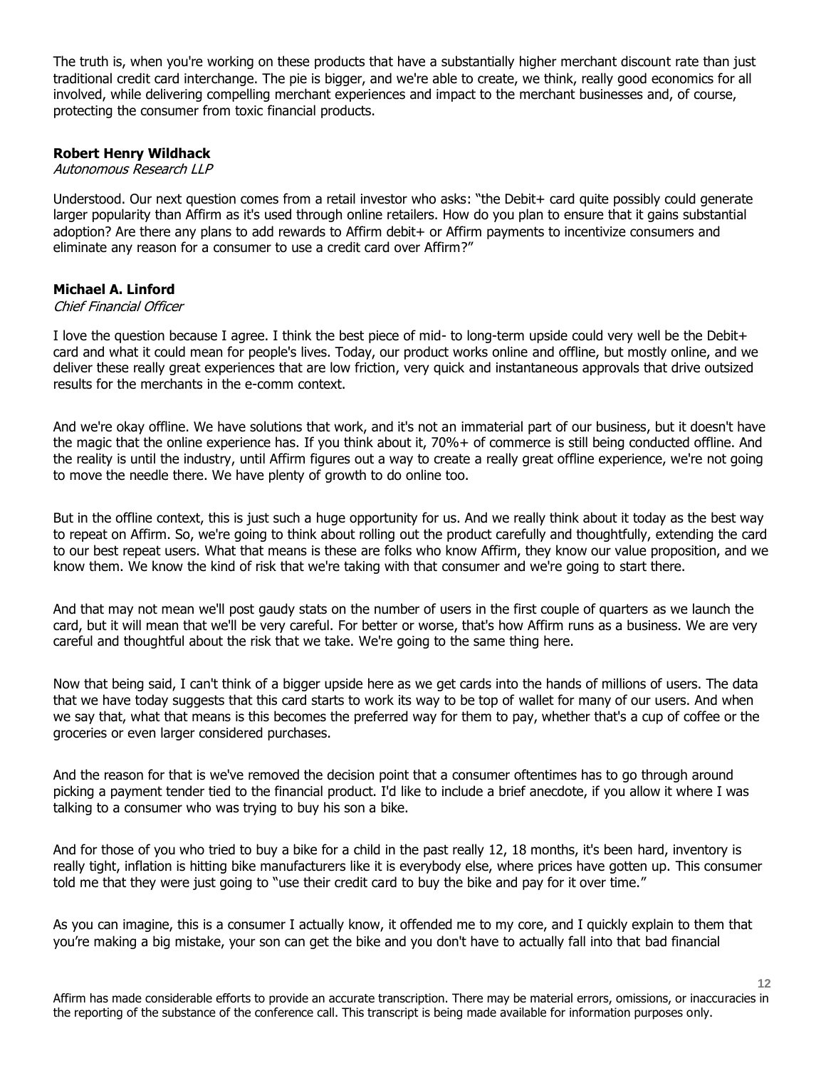The truth is, when you're working on these products that have a substantially higher merchant discount rate than just traditional credit card interchange. The pie is bigger, and we're able to create, we think, really good economics for all involved, while delivering compelling merchant experiences and impact to the merchant businesses and, of course, protecting the consumer from toxic financial products.

**Robert Henry Wildhack**
*Autonomous Research LLP*

Understood. Our next question comes from a retail investor who asks: "the Debit+ card quite possibly could generate larger popularity than Affirm as it's used through online retailers. How do you plan to ensure that it gains substantial adoption? Are there any plans to add rewards to Affirm debit+ or Affirm payments to incentivize consumers and eliminate any reason for a consumer to use a credit card over Affirm?"

**Michael A. Linford**
*Chief Financial Officer*

I love the question because I agree. I think the best piece of mid- to long-term upside could very well be the Debit+ card and what it could mean for people's lives. Today, our product works online and offline, but mostly online, and we deliver these really great experiences that are low friction, very quick and instantaneous approvals that drive outsized results for the merchants in the e-comm context.

And we're okay offline. We have solutions that work, and it's not an immaterial part of our business, but it doesn't have the magic that the online experience has. If you think about it, 70%+ of commerce is still being conducted offline. And the reality is until the industry, until Affirm figures out a way to create a really great offline experience, we're not going to move the needle there. We have plenty of growth to do online too.

But in the offline context, this is just such a huge opportunity for us. And we really think about it today as the best way to repeat on Affirm. So, we're going to think about rolling out the product carefully and thoughtfully, extending the card to our best repeat users. What that means is these are folks who know Affirm, they know our value proposition, and we know them. We know the kind of risk that we're taking with that consumer and we're going to start there.

And that may not mean we'll post gaudy stats on the number of users in the first couple of quarters as we launch the card, but it will mean that we'll be very careful. For better or worse, that's how Affirm runs as a business. We are very careful and thoughtful about the risk that we take. We're going to the same thing here.

Now that being said, I can't think of a bigger upside here as we get cards into the hands of millions of users. The data that we have today suggests that this card starts to work its way to be top of wallet for many of our users. And when we say that, what that means is this becomes the preferred way for them to pay, whether that's a cup of coffee or the groceries or even larger considered purchases.

And the reason for that is we've removed the decision point that a consumer oftentimes has to go through around picking a payment tender tied to the financial product. I'd like to include a brief anecdote, if you allow it where I was talking to a consumer who was trying to buy his son a bike.

And for those of you who tried to buy a bike for a child in the past really 12, 18 months, it's been hard, inventory is really tight, inflation is hitting bike manufacturers like it is everybody else, where prices have gotten up. This consumer told me that they were just going to "use their credit card to buy the bike and pay for it over time."

As you can imagine, this is a consumer I actually know, it offended me to my core, and I quickly explain to them that you're making a big mistake, your son can get the bike and you don't have to actually fall into that bad financial

Affirm has made considerable efforts to provide an accurate transcription. There may be material errors, omissions, or inaccuracies in the reporting of the substance of the conference call. This transcript is being made available for information purposes only.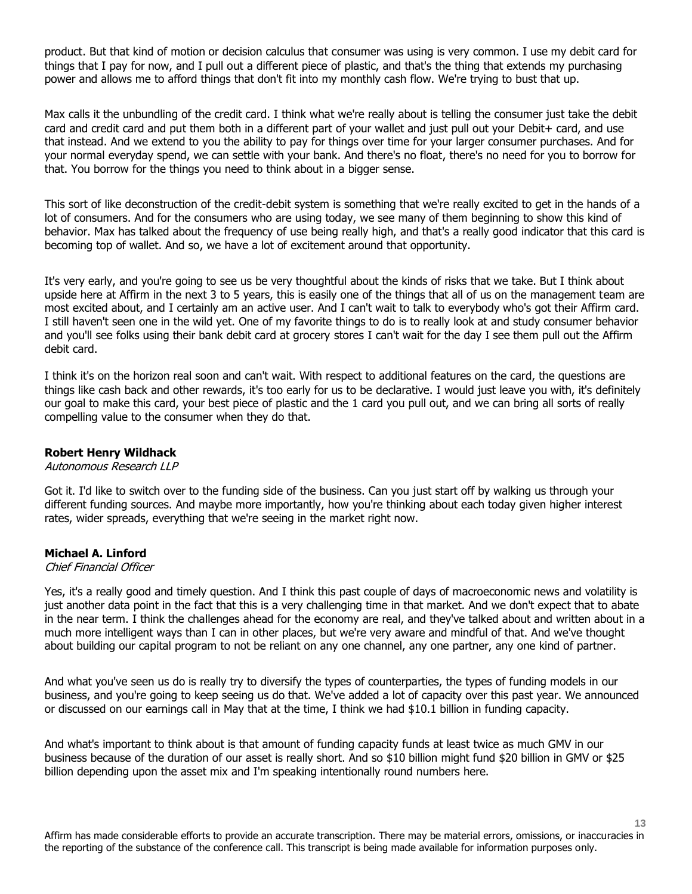product. But that kind of motion or decision calculus that consumer was using is very common. I use my debit card for things that I pay for now, and I pull out a different piece of plastic, and that's the thing that extends my purchasing power and allows me to afford things that don't fit into my monthly cash flow. We're trying to bust that up.

Max calls it the unbundling of the credit card. I think what we're really about is telling the consumer just take the debit card and credit card and put them both in a different part of your wallet and just pull out your Debit+ card, and use that instead. And we extend to you the ability to pay for things over time for your larger consumer purchases. And for your normal everyday spend, we can settle with your bank. And there's no float, there's no need for you to borrow for that. You borrow for the things you need to think about in a bigger sense.

This sort of like deconstruction of the credit-debit system is something that we're really excited to get in the hands of a lot of consumers. And for the consumers who are using today, we see many of them beginning to show this kind of behavior. Max has talked about the frequency of use being really high, and that's a really good indicator that this card is becoming top of wallet. And so, we have a lot of excitement around that opportunity.

It's very early, and you're going to see us be very thoughtful about the kinds of risks that we take. But I think about upside here at Affirm in the next 3 to 5 years, this is easily one of the things that all of us on the management team are most excited about, and I certainly am an active user. And I can't wait to talk to everybody who's got their Affirm card. I still haven't seen one in the wild yet. One of my favorite things to do is to really look at and study consumer behavior and you'll see folks using their bank debit card at grocery stores I can't wait for the day I see them pull out the Affirm debit card.

I think it's on the horizon real soon and can't wait. With respect to additional features on the card, the questions are things like cash back and other rewards, it's too early for us to be declarative. I would just leave you with, it's definitely our goal to make this card, your best piece of plastic and the 1 card you pull out, and we can bring all sorts of really compelling value to the consumer when they do that.

**Robert Henry Wildhack**
*Autonomous Research LLP*

Got it. I'd like to switch over to the funding side of the business. Can you just start off by walking us through your different funding sources. And maybe more importantly, how you're thinking about each today given higher interest rates, wider spreads, everything that we're seeing in the market right now.

**Michael A. Linford**
*Chief Financial Officer*

Yes, it's a really good and timely question. And I think this past couple of days of macroeconomic news and volatility is just another data point in the fact that this is a very challenging time in that market. And we don't expect that to abate in the near term. I think the challenges ahead for the economy are real, and they've talked about and written about in a much more intelligent ways than I can in other places, but we're very aware and mindful of that. And we've thought about building our capital program to not be reliant on any one channel, any one partner, any one kind of partner.

And what you've seen us do is really try to diversify the types of counterparties, the types of funding models in our business, and you're going to keep seeing us do that. We've added a lot of capacity over this past year. We announced or discussed on our earnings call in May that at the time, I think we had $10.1 billion in funding capacity.

And what's important to think about is that amount of funding capacity funds at least twice as much GMV in our business because of the duration of our asset is really short. And so $10 billion might fund $20 billion in GMV or $25 billion depending upon the asset mix and I'm speaking intentionally round numbers here.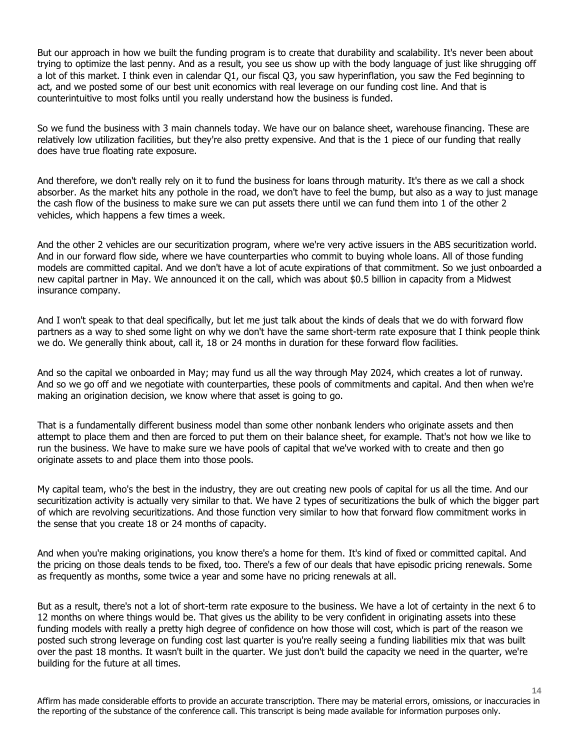But our approach in how we built the funding program is to create that durability and scalability. It's never been about trying to optimize the last penny. And as a result, you see us show up with the body language of just like shrugging off a lot of this market. I think even in calendar Q1, our fiscal Q3, you saw hyperinflation, you saw the Fed beginning to act, and we posted some of our best unit economics with real leverage on our funding cost line. And that is counterintuitive to most folks until you really understand how the business is funded.

So we fund the business with 3 main channels today. We have our on balance sheet, warehouse financing. These are relatively low utilization facilities, but they're also pretty expensive. And that is the 1 piece of our funding that really does have true floating rate exposure.

And therefore, we don't really rely on it to fund the business for loans through maturity. It's there as we call a shock absorber. As the market hits any pothole in the road, we don't have to feel the bump, but also as a way to just manage the cash flow of the business to make sure we can put assets there until we can fund them into 1 of the other 2 vehicles, which happens a few times a week.

And the other 2 vehicles are our securitization program, where we're very active issuers in the ABS securitization world. And in our forward flow side, where we have counterparties who commit to buying whole loans. All of those funding models are committed capital. And we don't have a lot of acute expirations of that commitment. So we just onboarded a new capital partner in May. We announced it on the call, which was about $0.5 billion in capacity from a Midwest insurance company.

And I won't speak to that deal specifically, but let me just talk about the kinds of deals that we do with forward flow partners as a way to shed some light on why we don't have the same short-term rate exposure that I think people think we do. We generally think about, call it, 18 or 24 months in duration for these forward flow facilities.

And so the capital we onboarded in May; may fund us all the way through May 2024, which creates a lot of runway. And so we go off and we negotiate with counterparties, these pools of commitments and capital. And then when we're making an origination decision, we know where that asset is going to go.

That is a fundamentally different business model than some other nonbank lenders who originate assets and then attempt to place them and then are forced to put them on their balance sheet, for example. That's not how we like to run the business. We have to make sure we have pools of capital that we've worked with to create and then go originate assets to and place them into those pools.

My capital team, who's the best in the industry, they are out creating new pools of capital for us all the time. And our securitization activity is actually very similar to that. We have 2 types of securitizations the bulk of which the bigger part of which are revolving securitizations. And those function very similar to how that forward flow commitment works in the sense that you create 18 or 24 months of capacity.

And when you're making originations, you know there's a home for them. It's kind of fixed or committed capital. And the pricing on those deals tends to be fixed, too. There's a few of our deals that have episodic pricing renewals. Some as frequently as months, some twice a year and some have no pricing renewals at all.

But as a result, there's not a lot of short-term rate exposure to the business. We have a lot of certainty in the next 6 to 12 months on where things would be. That gives us the ability to be very confident in originating assets into these funding models with really a pretty high degree of confidence on how those will cost, which is part of the reason we posted such strong leverage on funding cost last quarter is you're really seeing a funding liabilities mix that was built over the past 18 months. It wasn't built in the quarter. We just don't build the capacity we need in the quarter, we're building for the future at all times.

Affirm has made considerable efforts to provide an accurate transcription. There may be material errors, omissions, or inaccuracies in the reporting of the substance of the conference call. This transcript is being made available for information purposes only.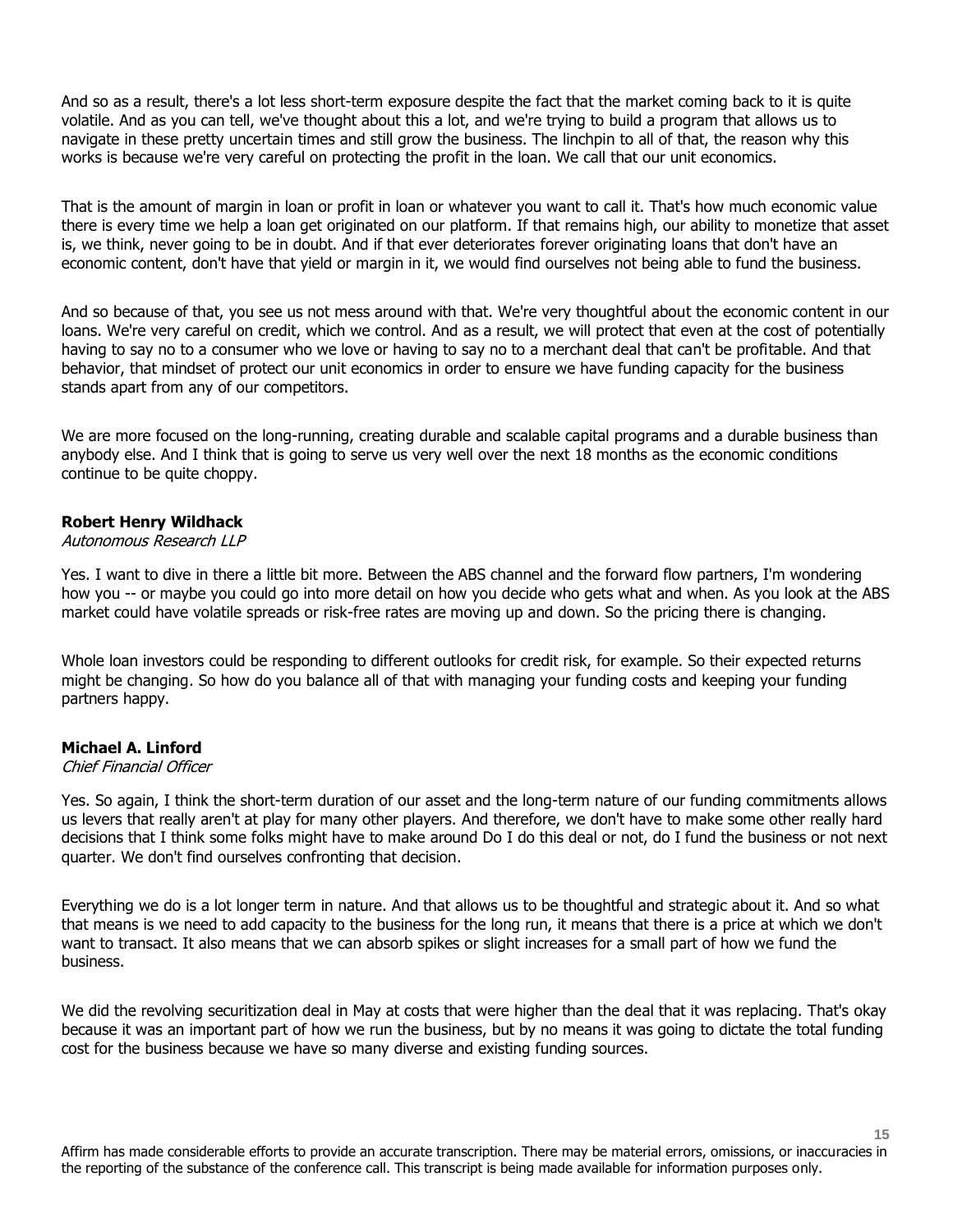And so as a result, there's a lot less short-term exposure despite the fact that the market coming back to it is quite volatile. And as you can tell, we've thought about this a lot, and we're trying to build a program that allows us to navigate in these pretty uncertain times and still grow the business. The linchpin to all of that, the reason why this works is because we're very careful on protecting the profit in the loan. We call that our unit economics.

That is the amount of margin in loan or profit in loan or whatever you want to call it. That's how much economic value there is every time we help a loan get originated on our platform. If that remains high, our ability to monetize that asset is, we think, never going to be in doubt. And if that ever deteriorates forever originating loans that don't have an economic content, don't have that yield or margin in it, we would find ourselves not being able to fund the business.

And so because of that, you see us not mess around with that. We're very thoughtful about the economic content in our loans. We're very careful on credit, which we control. And as a result, we will protect that even at the cost of potentially having to say no to a consumer who we love or having to say no to a merchant deal that can't be profitable. And that behavior, that mindset of protect our unit economics in order to ensure we have funding capacity for the business stands apart from any of our competitors.

We are more focused on the long-running, creating durable and scalable capital programs and a durable business than anybody else. And I think that is going to serve us very well over the next 18 months as the economic conditions continue to be quite choppy.

**Robert Henry Wildhack**
*Autonomous Research LLP*

Yes. I want to dive in there a little bit more. Between the ABS channel and the forward flow partners, I'm wondering how you -- or maybe you could go into more detail on how you decide who gets what and when. As you look at the ABS market could have volatile spreads or risk-free rates are moving up and down. So the pricing there is changing.

Whole loan investors could be responding to different outlooks for credit risk, for example. So their expected returns might be changing. So how do you balance all of that with managing your funding costs and keeping your funding partners happy.

**Michael A. Linford**
*Chief Financial Officer*

Yes. So again, I think the short-term duration of our asset and the long-term nature of our funding commitments allows us levers that really aren't at play for many other players. And therefore, we don't have to make some other really hard decisions that I think some folks might have to make around Do I do this deal or not, do I fund the business or not next quarter. We don't find ourselves confronting that decision.

Everything we do is a lot longer term in nature. And that allows us to be thoughtful and strategic about it. And so what that means is we need to add capacity to the business for the long run, it means that there is a price at which we don't want to transact. It also means that we can absorb spikes or slight increases for a small part of how we fund the business.

We did the revolving securitization deal in May at costs that were higher than the deal that it was replacing. That's okay because it was an important part of how we run the business, but by no means it was going to dictate the total funding cost for the business because we have so many diverse and existing funding sources.

Affirm has made considerable efforts to provide an accurate transcription. There may be material errors, omissions, or inaccuracies in the reporting of the substance of the conference call. This transcript is being made available for information purposes only.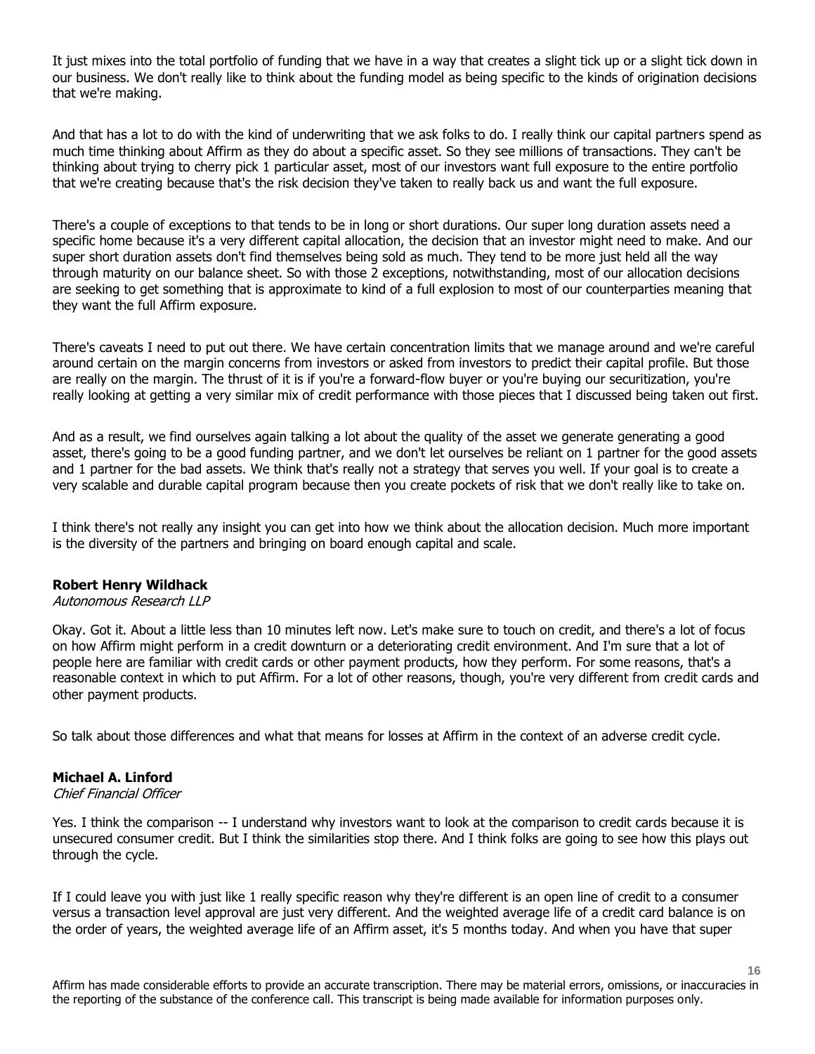It just mixes into the total portfolio of funding that we have in a way that creates a slight tick up or a slight tick down in our business. We don't really like to think about the funding model as being specific to the kinds of origination decisions that we're making.

And that has a lot to do with the kind of underwriting that we ask folks to do. I really think our capital partners spend as much time thinking about Affirm as they do about a specific asset. So they see millions of transactions. They can't be thinking about trying to cherry pick 1 particular asset, most of our investors want full exposure to the entire portfolio that we're creating because that's the risk decision they've taken to really back us and want the full exposure.

There's a couple of exceptions to that tends to be in long or short durations. Our super long duration assets need a specific home because it's a very different capital allocation, the decision that an investor might need to make. And our super short duration assets don't find themselves being sold as much. They tend to be more just held all the way through maturity on our balance sheet. So with those 2 exceptions, notwithstanding, most of our allocation decisions are seeking to get something that is approximate to kind of a full explosion to most of our counterparties meaning that they want the full Affirm exposure.

There's caveats I need to put out there. We have certain concentration limits that we manage around and we're careful around certain on the margin concerns from investors or asked from investors to predict their capital profile. But those are really on the margin. The thrust of it is if you're a forward-flow buyer or you're buying our securitization, you're really looking at getting a very similar mix of credit performance with those pieces that I discussed being taken out first.

And as a result, we find ourselves again talking a lot about the quality of the asset we generate generating a good asset, there's going to be a good funding partner, and we don't let ourselves be reliant on 1 partner for the good assets and 1 partner for the bad assets. We think that's really not a strategy that serves you well. If your goal is to create a very scalable and durable capital program because then you create pockets of risk that we don't really like to take on.

I think there's not really any insight you can get into how we think about the allocation decision. Much more important is the diversity of the partners and bringing on board enough capital and scale.

**Robert Henry Wildhack**
*Autonomous Research LLP*

Okay. Got it. About a little less than 10 minutes left now. Let's make sure to touch on credit, and there's a lot of focus on how Affirm might perform in a credit downturn or a deteriorating credit environment. And I'm sure that a lot of people here are familiar with credit cards or other payment products, how they perform. For some reasons, that's a reasonable context in which to put Affirm. For a lot of other reasons, though, you're very different from credit cards and other payment products.

So talk about those differences and what that means for losses at Affirm in the context of an adverse credit cycle.

**Michael A. Linford**
*Chief Financial Officer*

Yes. I think the comparison -- I understand why investors want to look at the comparison to credit cards because it is unsecured consumer credit. But I think the similarities stop there. And I think folks are going to see how this plays out through the cycle.

If I could leave you with just like 1 really specific reason why they're different is an open line of credit to a consumer versus a transaction level approval are just very different. And the weighted average life of a credit card balance is on the order of years, the weighted average life of an Affirm asset, it's 5 months today. And when you have that super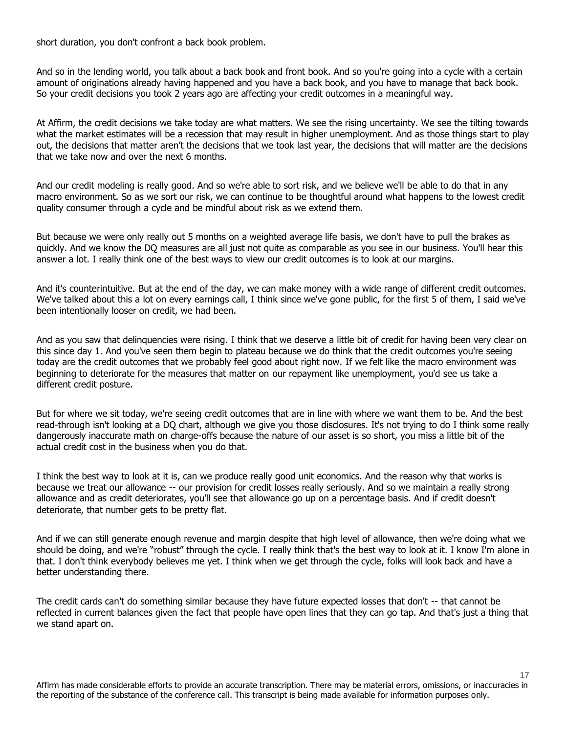short duration, you don't confront a back book problem.

And so in the lending world, you talk about a back book and front book. And so you're going into a cycle with a certain amount of originations already having happened and you have a back book, and you have to manage that back book. So your credit decisions you took 2 years ago are affecting your credit outcomes in a meaningful way.

At Affirm, the credit decisions we take today are what matters. We see the rising uncertainty. We see the tilting towards what the market estimates will be a recession that may result in higher unemployment. And as those things start to play out, the decisions that matter aren't the decisions that we took last year, the decisions that will matter are the decisions that we take now and over the next 6 months.

And our credit modeling is really good. And so we're able to sort risk, and we believe we'll be able to do that in any macro environment. So as we sort our risk, we can continue to be thoughtful around what happens to the lowest credit quality consumer through a cycle and be mindful about risk as we extend them.

But because we were only really out 5 months on a weighted average life basis, we don't have to pull the brakes as quickly. And we know the DQ measures are all just not quite as comparable as you see in our business. You'll hear this answer a lot. I really think one of the best ways to view our credit outcomes is to look at our margins.

And it's counterintuitive. But at the end of the day, we can make money with a wide range of different credit outcomes. We've talked about this a lot on every earnings call, I think since we've gone public, for the first 5 of them, I said we've been intentionally looser on credit, we had been.

And as you saw that delinquencies were rising. I think that we deserve a little bit of credit for having been very clear on this since day 1. And you've seen them begin to plateau because we do think that the credit outcomes you're seeing today are the credit outcomes that we probably feel good about right now. If we felt like the macro environment was beginning to deteriorate for the measures that matter on our repayment like unemployment, you'd see us take a different credit posture.

But for where we sit today, we're seeing credit outcomes that are in line with where we want them to be. And the best read-through isn't looking at a DQ chart, although we give you those disclosures. It's not trying to do I think some really dangerously inaccurate math on charge-offs because the nature of our asset is so short, you miss a little bit of the actual credit cost in the business when you do that.

I think the best way to look at it is, can we produce really good unit economics. And the reason why that works is because we treat our allowance -- our provision for credit losses really seriously. And so we maintain a really strong allowance and as credit deteriorates, you'll see that allowance go up on a percentage basis. And if credit doesn't deteriorate, that number gets to be pretty flat.

And if we can still generate enough revenue and margin despite that high level of allowance, then we're doing what we should be doing, and we're "robust" through the cycle. I really think that's the best way to look at it. I know I'm alone in that. I don't think everybody believes me yet. I think when we get through the cycle, folks will look back and have a better understanding there.

The credit cards can't do something similar because they have future expected losses that don't -- that cannot be reflected in current balances given the fact that people have open lines that they can go tap. And that's just a thing that we stand apart on.

Affirm has made considerable efforts to provide an accurate transcription. There may be material errors, omissions, or inaccuracies in the reporting of the substance of the conference call. This transcript is being made available for information purposes only.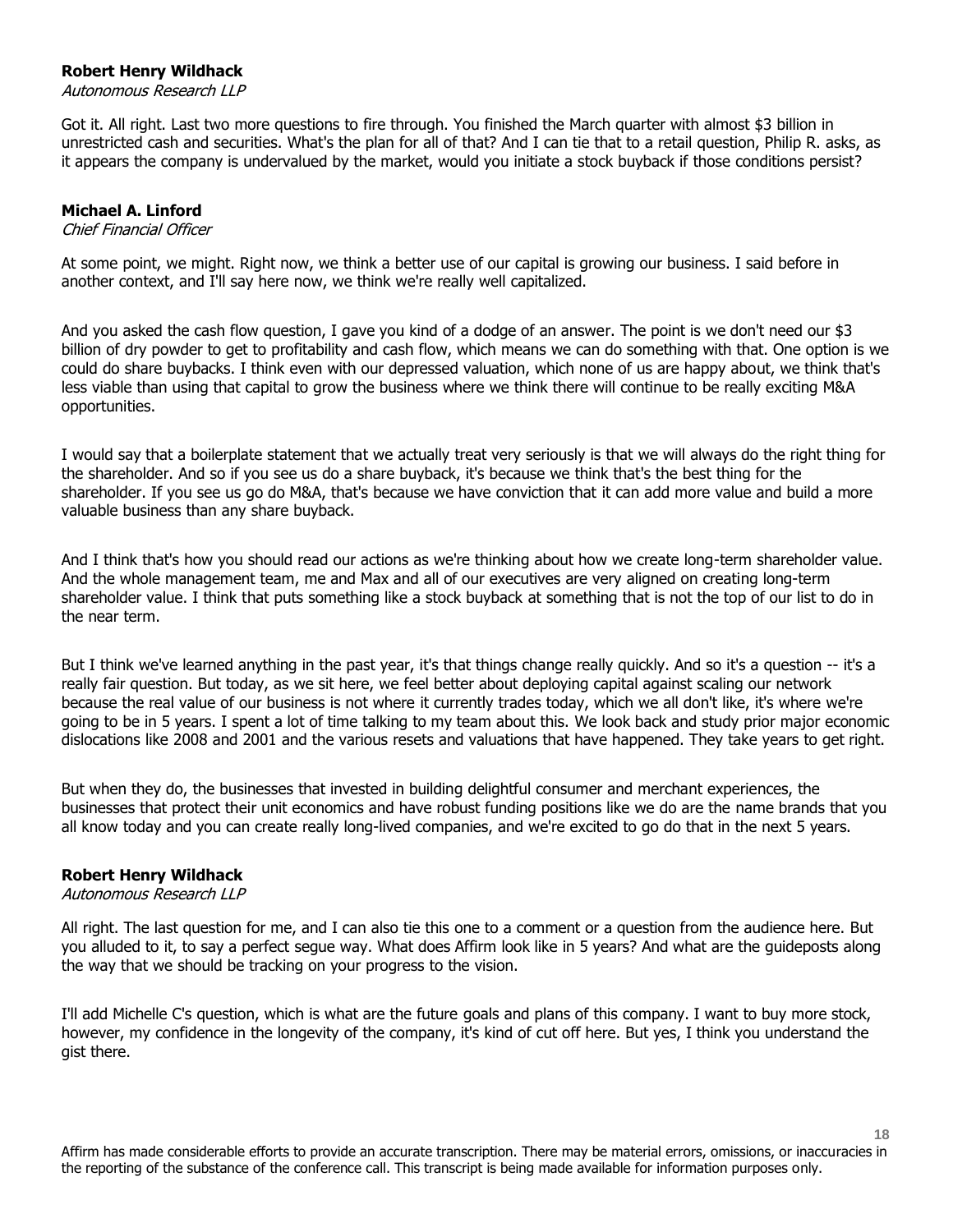**Robert Henry Wildhack**
*Autonomous Research LLP*

Got it. All right. Last two more questions to fire through. You finished the March quarter with almost $3 billion in unrestricted cash and securities. What's the plan for all of that? And I can tie that to a retail question, Philip R. asks, as it appears the company is undervalued by the market, would you initiate a stock buyback if those conditions persist?

**Michael A. Linford**
*Chief Financial Officer*

At some point, we might. Right now, we think a better use of our capital is growing our business. I said before in another context, and I'll say here now, we think we're really well capitalized.

And you asked the cash flow question, I gave you kind of a dodge of an answer. The point is we don't need our $3 billion of dry powder to get to profitability and cash flow, which means we can do something with that. One option is we could do share buybacks. I think even with our depressed valuation, which none of us are happy about, we think that's less viable than using that capital to grow the business where we think there will continue to be really exciting M&A opportunities.

I would say that a boilerplate statement that we actually treat very seriously is that we will always do the right thing for the shareholder. And so if you see us do a share buyback, it's because we think that's the best thing for the shareholder. If you see us go do M&A, that's because we have conviction that it can add more value and build a more valuable business than any share buyback.

And I think that's how you should read our actions as we're thinking about how we create long-term shareholder value. And the whole management team, me and Max and all of our executives are very aligned on creating long-term shareholder value. I think that puts something like a stock buyback at something that is not the top of our list to do in the near term.

But I think we've learned anything in the past year, it's that things change really quickly. And so it's a question -- it's a really fair question. But today, as we sit here, we feel better about deploying capital against scaling our network because the real value of our business is not where it currently trades today, which we all don't like, it's where we're going to be in 5 years. I spent a lot of time talking to my team about this. We look back and study prior major economic dislocations like 2008 and 2001 and the various resets and valuations that have happened. They take years to get right.

But when they do, the businesses that invested in building delightful consumer and merchant experiences, the businesses that protect their unit economics and have robust funding positions like we do are the name brands that you all know today and you can create really long-lived companies, and we're excited to go do that in the next 5 years.

**Robert Henry Wildhack**
*Autonomous Research LLP*

All right. The last question for me, and I can also tie this one to a comment or a question from the audience here. But you alluded to it, to say a perfect segue way. What does Affirm look like in 5 years? And what are the guideposts along the way that we should be tracking on your progress to the vision.

I'll add Michelle C's question, which is what are the future goals and plans of this company. I want to buy more stock, however, my confidence in the longevity of the company, it's kind of cut off here. But yes, I think you understand the gist there.

Affirm has made considerable efforts to provide an accurate transcription. There may be material errors, omissions, or inaccuracies in the reporting of the substance of the conference call. This transcript is being made available for information purposes only.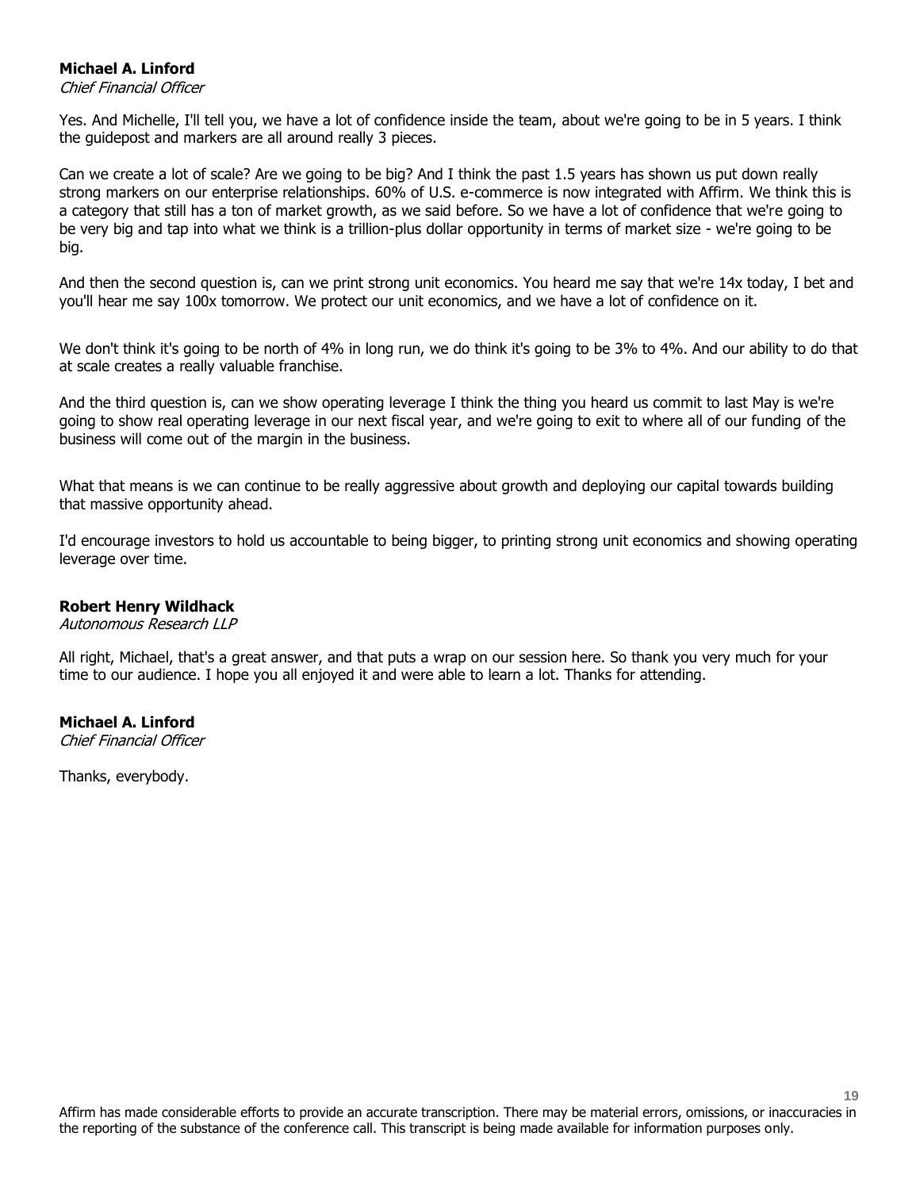**Michael A. Linford**
*Chief Financial Officer*

Yes. And Michelle, I'll tell you, we have a lot of confidence inside the team, about we're going to be in 5 years. I think the guidepost and markers are all around really 3 pieces.

Can we create a lot of scale? Are we going to be big? And I think the past 1.5 years has shown us put down really strong markers on our enterprise relationships. 60% of U.S. e-commerce is now integrated with Affirm. We think this is a category that still has a ton of market growth, as we said before. So we have a lot of confidence that we're going to be very big and tap into what we think is a trillion-plus dollar opportunity in terms of market size - we're going to be big.

And then the second question is, can we print strong unit economics. You heard me say that we're 14x today, I bet and you'll hear me say 100x tomorrow. We protect our unit economics, and we have a lot of confidence on it.

We don't think it's going to be north of 4% in long run, we do think it's going to be 3% to 4%. And our ability to do that at scale creates a really valuable franchise.

And the third question is, can we show operating leverage I think the thing you heard us commit to last May is we're going to show real operating leverage in our next fiscal year, and we're going to exit to where all of our funding of the business will come out of the margin in the business.

What that means is we can continue to be really aggressive about growth and deploying our capital towards building that massive opportunity ahead.

I'd encourage investors to hold us accountable to being bigger, to printing strong unit economics and showing operating leverage over time.

**Robert Henry Wildhack**
*Autonomous Research LLP*

All right, Michael, that's a great answer, and that puts a wrap on our session here. So thank you very much for your time to our audience. I hope you all enjoyed it and were able to learn a lot. Thanks for attending.

**Michael A. Linford**
*Chief Financial Officer*

Thanks, everybody.

Affirm has made considerable efforts to provide an accurate transcription. There may be material errors, omissions, or inaccuracies in the reporting of the substance of the conference call. This transcript is being made available for information purposes only.